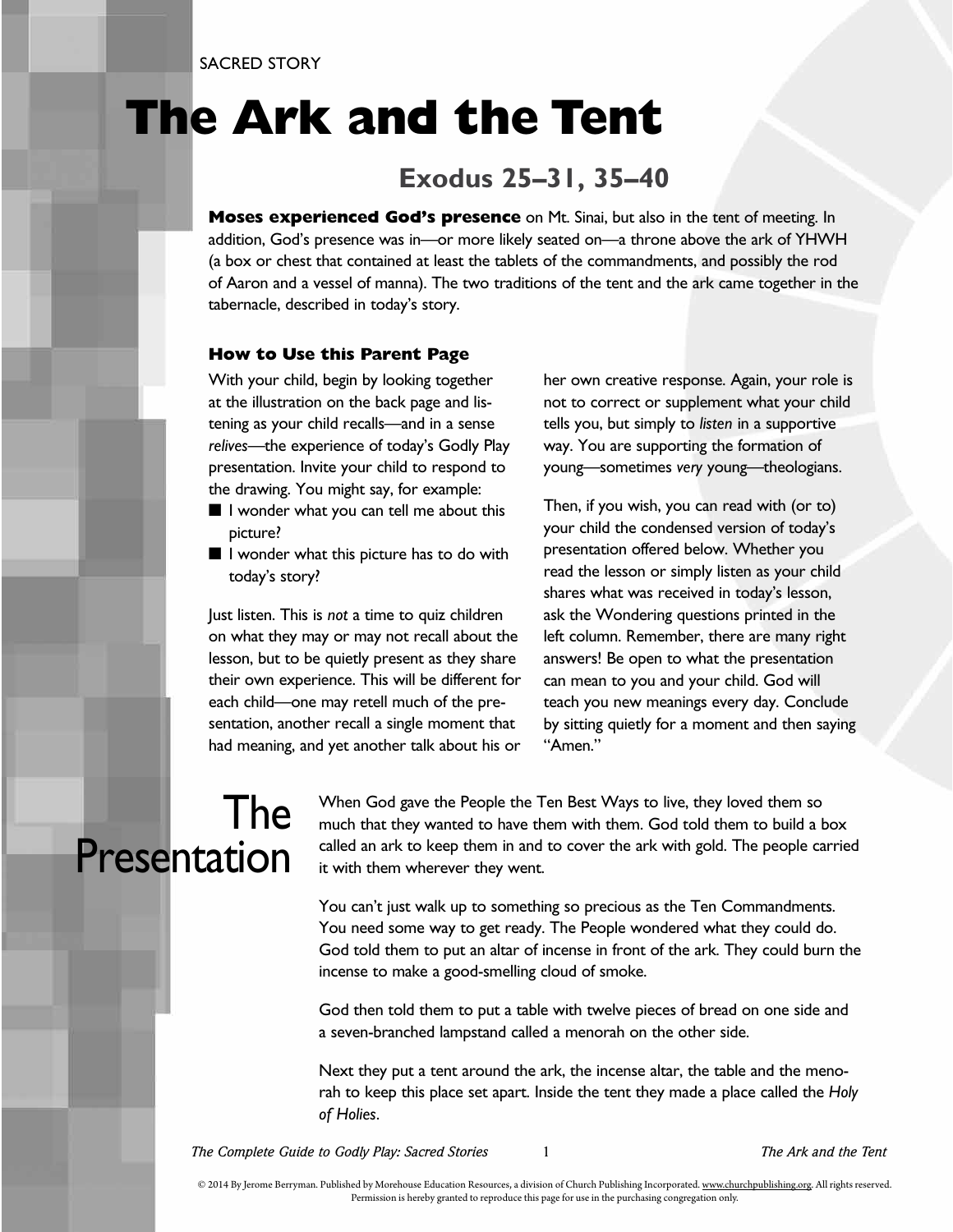SACRED STORY

# The Ark and the Tent

## Exodus 25–31, 35–40

**Moses experienced God's presence** on Mt. Sinai, but also in the tent of meeting. In addition, God's presence was in—or more likely seated on—a throne above the ark of YHWH (a box or chest that contained at least the tablets of the commandments, and possibly the rod of Aaron and a vessel of manna). The two traditions of the tent and the ark came together in the tabernacle, described in today's story.

### How to Use this Parent Page

With your child, begin by looking together at the illustration on the back page and listening as your child recalls—and in a sense *relives*—the experience of today's Godly Play presentation. Invite your child to respond to the drawing. You might say, for example:

- I wonder what you can tell me about this picture?
- I wonder what this picture has to do with today's story?

Just listen. This is *not* a time to quiz children on what they may or may not recall about the lesson, but to be quietly present as they share their own experience. This will be different for each child—one may retell much of the presentation, another recall a single moment that had meaning, and yet another talk about his or her own creative response. Again, your role is not to correct or supplement what your child tells you, but simply to *listen* in a supportive way. You are supporting the formation of young—sometimes *very* young—theologians.

Then, if you wish, you can read with (or to) your child the condensed version of today's presentation offered below. Whether you read the lesson or simply listen as your child shares what was received in today's lesson, ask the Wondering questions printed in the left column. Remember, there are many right answers! Be open to what the presentation can mean to you and your child. God will teach you new meanings every day. Conclude by sitting quietly for a moment and then saying "Amen."

## The Presentation

When God gave the People the Ten Best Ways to live, they loved them so much that they wanted to have them with them. God told them to build a box called an ark to keep them in and to cover the ark with gold. The people carried it with them wherever they went.

You can't just walk up to something so precious as the Ten Commandments. You need some way to get ready. The People wondered what they could do. God told them to put an altar of incense in front of the ark. They could burn the incense to make a good-smelling cloud of smoke.

God then told them to put a table with twelve pieces of bread on one side and a seven-branched lampstand called a menorah on the other side.

Next they put a tent around the ark, the incense altar, the table and the menorah to keep this place set apart. Inside the tent they made a place called the *Holy of Holies*.

© 2014 By Jerome Berryman. Published by Morehouse Education Resources, a division of Church Publishing Incorporated. www.churchpublishing.org. All rights reserved. Permission is hereby granted to reproduce this page for use in the purchasing congregation only.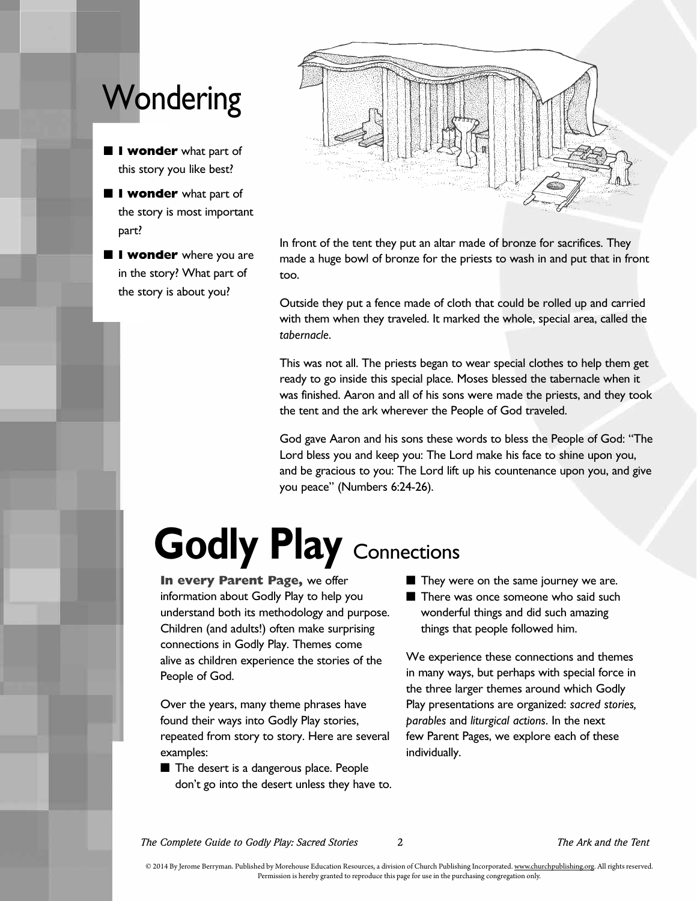# Wondering

- **I wonder** what part of this story you like best?
- **I wonder** what part of the story is most important part?
- **I wonder** where you are in the story? What part of the story is about you?

In front of the tent they put an altar made of bronze for sacrifices. They made a huge bowl of bronze for the priests to wash in and put that in front too.

Outside they put a fence made of cloth that could be rolled up and carried with them when they traveled. It marked the whole, special area, called the *tabernacle*.

This was not all. The priests began to wear special clothes to help them get ready to go inside this special place. Moses blessed the tabernacle when it was finished. Aaron and all of his sons were made the priests, and they took the tent and the ark wherever the People of God traveled.

God gave Aaron and his sons these words to bless the People of God: "The Lord bless you and keep you: The Lord make his face to shine upon you, and be gracious to you: The Lord lift up his countenance upon you, and give you peace" (Numbers 6:24-26).

# Godly Play Connections

**In every Parent Page,** we offer information about Godly Play to help you understand both its methodology and purpose. Children (and adults!) often make surprising connections in Godly Play. Themes come alive as children experience the stories of the People of God.

Over the years, many theme phrases have found their ways into Godly Play stories, repeated from story to story. Here are several examples:

- The desert is a dangerous place. People don't go into the desert unless they have to.
- They were on the same journey we are.
- There was once someone who said such wonderful things and did such amazing things that people followed him.

We experience these connections and themes in many ways, but perhaps with special force in the three larger themes around which Godly Play presentations are organized: *sacred stories, parables* and *liturgical actions*. In the next few Parent Pages, we explore each of these individually.

© 2014 By Jerome Berryman. Published by Morehouse Education Resources, a division of Church Publishing Incorporated. www.churchpublishing.org. All rights reserved. Permission is hereby granted to reproduce this page for use in the purchasing congregation only.